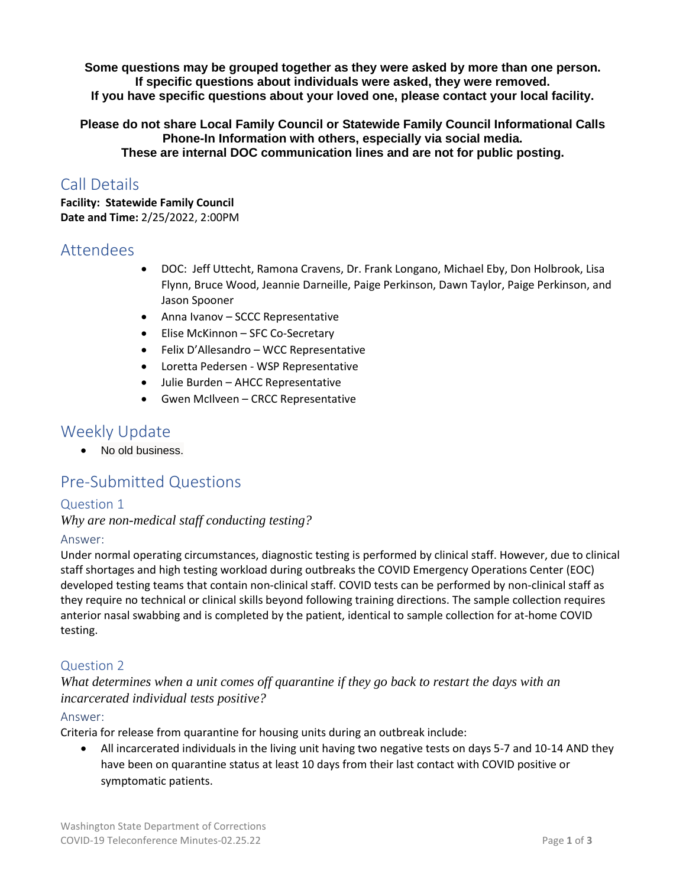**Some questions may be grouped together as they were asked by more than one person. If specific questions about individuals were asked, they were removed. If you have specific questions about your loved one, please contact your local facility.**

**Please do not share Local Family Council or Statewide Family Council Informational Calls Phone-In Information with others, especially via social media. These are internal DOC communication lines and are not for public posting.**

# Call Details

**Facility: Statewide Family Council**
**Date and Time:** 2/25/2022, 2:00PM

# Attendees

- DOC: Jeff Uttecht, Ramona Cravens, Dr. Frank Longano, Michael Eby, Don Holbrook, Lisa Flynn, Bruce Wood, Jeannie Darneille, Paige Perkinson, Dawn Taylor, Paige Perkinson, and Jason Spooner
- Anna Ivanov – SCCC Representative
- Elise McKinnon – SFC Co-Secretary
- Felix D'Allesandro – WCC Representative
- Loretta Pedersen - WSP Representative
- Julie Burden – AHCC Representative
- Gwen McIlveen – CRCC Representative

# Weekly Update

- No old business.

# Pre-Submitted Questions

## Question 1

*Why are non-medical staff conducting testing?*

### Answer:

Under normal operating circumstances, diagnostic testing is performed by clinical staff. However, due to clinical staff shortages and high testing workload during outbreaks the COVID Emergency Operations Center (EOC) developed testing teams that contain non-clinical staff. COVID tests can be performed by non-clinical staff as they require no technical or clinical skills beyond following training directions. The sample collection requires anterior nasal swabbing and is completed by the patient, identical to sample collection for at-home COVID testing.

## Question 2

*What determines when a unit comes off quarantine if they go back to restart the days with an incarcerated individual tests positive?*

### Answer:

Criteria for release from quarantine for housing units during an outbreak include:

- All incarcerated individuals in the living unit having two negative tests on days 5-7 and 10-14 AND they have been on quarantine status at least 10 days from their last contact with COVID positive or symptomatic patients.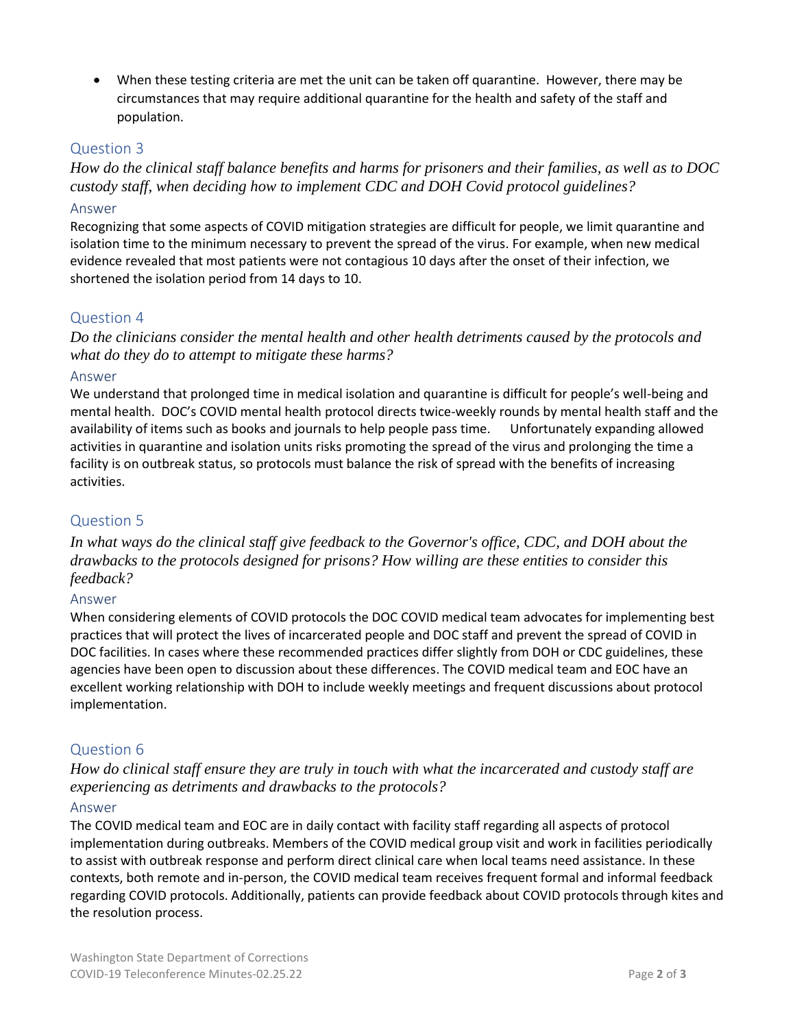- When these testing criteria are met the unit can be taken off quarantine. However, there may be circumstances that may require additional quarantine for the health and safety of the staff and population.

## Question 3

*How do the clinical staff balance benefits and harms for prisoners and their families, as well as to DOC custody staff, when deciding how to implement CDC and DOH Covid protocol guidelines?*

### Answer

Recognizing that some aspects of COVID mitigation strategies are difficult for people, we limit quarantine and isolation time to the minimum necessary to prevent the spread of the virus. For example, when new medical evidence revealed that most patients were not contagious 10 days after the onset of their infection, we shortened the isolation period from 14 days to 10.

## Question 4

*Do the clinicians consider the mental health and other health detriments caused by the protocols and what do they do to attempt to mitigate these harms?*

### Answer

We understand that prolonged time in medical isolation and quarantine is difficult for people's well-being and mental health. DOC's COVID mental health protocol directs twice-weekly rounds by mental health staff and the availability of items such as books and journals to help people pass time. Unfortunately expanding allowed activities in quarantine and isolation units risks promoting the spread of the virus and prolonging the time a facility is on outbreak status, so protocols must balance the risk of spread with the benefits of increasing activities.

## Question 5

*In what ways do the clinical staff give feedback to the Governor's office, CDC, and DOH about the drawbacks to the protocols designed for prisons? How willing are these entities to consider this feedback?*

### Answer

When considering elements of COVID protocols the DOC COVID medical team advocates for implementing best practices that will protect the lives of incarcerated people and DOC staff and prevent the spread of COVID in DOC facilities. In cases where these recommended practices differ slightly from DOH or CDC guidelines, these agencies have been open to discussion about these differences. The COVID medical team and EOC have an excellent working relationship with DOH to include weekly meetings and frequent discussions about protocol implementation.

## Question 6

*How do clinical staff ensure they are truly in touch with what the incarcerated and custody staff are experiencing as detriments and drawbacks to the protocols?*

### Answer

The COVID medical team and EOC are in daily contact with facility staff regarding all aspects of protocol implementation during outbreaks. Members of the COVID medical group visit and work in facilities periodically to assist with outbreak response and perform direct clinical care when local teams need assistance. In these contexts, both remote and in-person, the COVID medical team receives frequent formal and informal feedback regarding COVID protocols. Additionally, patients can provide feedback about COVID protocols through kites and the resolution process.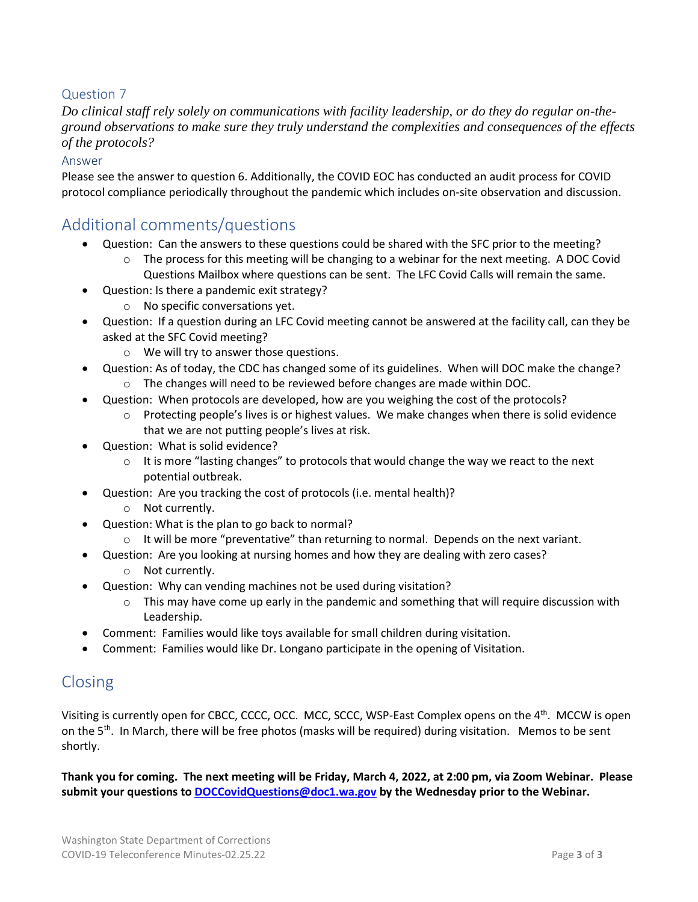### Question 7

*Do clinical staff rely solely on communications with facility leadership, or do they do regular on-the-ground observations to make sure they truly understand the complexities and consequences of the effects of the protocols?*

#### Answer

Please see the answer to question 6. Additionally, the COVID EOC has conducted an audit process for COVID protocol compliance periodically throughout the pandemic which includes on-site observation and discussion.

## Additional comments/questions

- Question: Can the answers to these questions could be shared with the SFC prior to the meeting?
  - The process for this meeting will be changing to a webinar for the next meeting. A DOC Covid Questions Mailbox where questions can be sent. The LFC Covid Calls will remain the same.
- Question: Is there a pandemic exit strategy?
  - No specific conversations yet.
- Question: If a question during an LFC Covid meeting cannot be answered at the facility call, can they be asked at the SFC Covid meeting?
  - We will try to answer those questions.
- Question: As of today, the CDC has changed some of its guidelines. When will DOC make the change?
  - The changes will need to be reviewed before changes are made within DOC.
- Question: When protocols are developed, how are you weighing the cost of the protocols?
  - Protecting people's lives is or highest values. We make changes when there is solid evidence that we are not putting people's lives at risk.
- Question: What is solid evidence?
  - It is more "lasting changes" to protocols that would change the way we react to the next potential outbreak.
- Question: Are you tracking the cost of protocols (i.e. mental health)?
  - Not currently.
- Question: What is the plan to go back to normal?
  - It will be more "preventative" than returning to normal. Depends on the next variant.
- Question: Are you looking at nursing homes and how they are dealing with zero cases?
  - Not currently.
- Question: Why can vending machines not be used during visitation?
  - This may have come up early in the pandemic and something that will require discussion with Leadership.
- Comment: Families would like toys available for small children during visitation.
- Comment: Families would like Dr. Longano participate in the opening of Visitation.

## Closing

Visiting is currently open for CBCC, CCCC, OCC. MCC, SCCC, WSP-East Complex opens on the 4th. MCCW is open on the 5th. In March, there will be free photos (masks will be required) during visitation. Memos to be sent shortly.

**Thank you for coming. The next meeting will be Friday, March 4, 2022, at 2:00 pm, via Zoom Webinar. Please submit your questions to [DOCCovidQuestions@doc1.wa.gov](mailto:DOCCovidQuestions@doc1.wa.gov) by the Wednesday prior to the Webinar.**